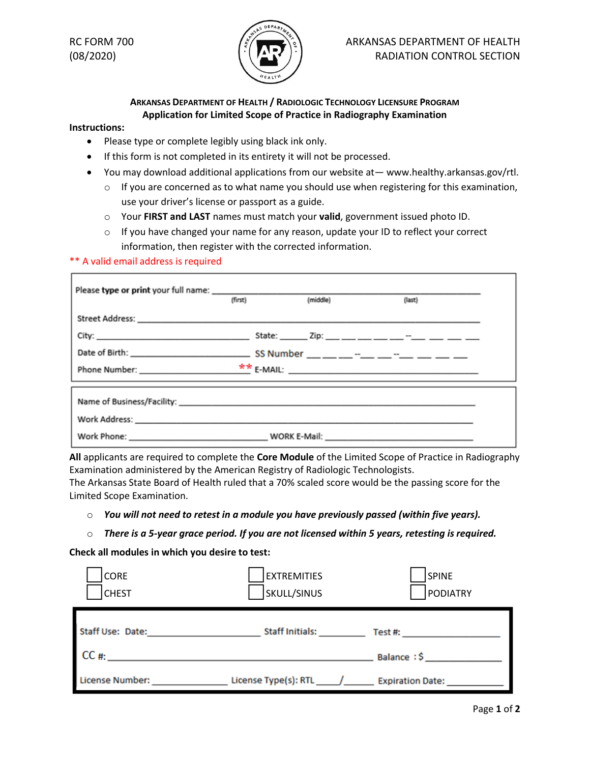RC FORM 700
(08/2020)

ARKANSAS DEPARTMENT OF HEALTH
RADIATION CONTROL SECTION

## ARKANSAS DEPARTMENT OF HEALTH / RADIOLOGIC TECHNOLOGY LICENSURE PROGRAM
## Application for Limited Scope of Practice in Radiography Examination

**Instructions:**

- Please type or complete legibly using black ink only.
- If this form is not completed in its entirety it will not be processed.
- You may download additional applications from our website at— www.healthy.arkansas.gov/rtl.
  - If you are concerned as to what name you should use when registering for this examination, use your driver's license or passport as a guide.
  - Your **FIRST and LAST** names must match your **valid**, government issued photo ID.
  - If you have changed your name for any reason, update your ID to reflect your correct information, then register with the corrected information.

** A valid email address is required

Please **type or print** your full name: ______________________________________________
(first) (middle) (last)

Street Address: ______________________________________________

City: ____________________ State: ______ Zip: ___ ___ ___ ___ ___ -___ ___ ___ ___

Date of Birth: ____________________ SS Number ___ ___ ___-___ ___-___ ___ ___ ___

Phone Number: ____________________ ** E-MAIL: ____________________

Name of Business/Facility: ______________________________________________

Work Address: ______________________________________________

Work Phone: ____________________ WORK E-Mail: ____________________

**All** applicants are required to complete the **Core Module** of the Limited Scope of Practice in Radiography Examination administered by the American Registry of Radiologic Technologists.
The Arkansas State Board of Health ruled that a 70% scaled score would be the passing score for the Limited Scope Examination.

- ***You will not need to retest in a module you have previously passed (within five years).***
- ***There is a 5-year grace period. If you are not licensed within 5 years, retesting is required.***

**Check all modules in which you desire to test:**

- ☐ CORE
- ☐ CHEST
- ☐ EXTREMITIES
- ☐ SKULL/SINUS
- ☐ SPINE
- ☐ PODIATRY

Staff Use: Date: ____________________ Staff Initials: __________ Test #: ____________________

CC #: ______________________________________________ Balance : $ ______________

License Number: ______________ License Type(s): RTL ____/_____ Expiration Date: ____________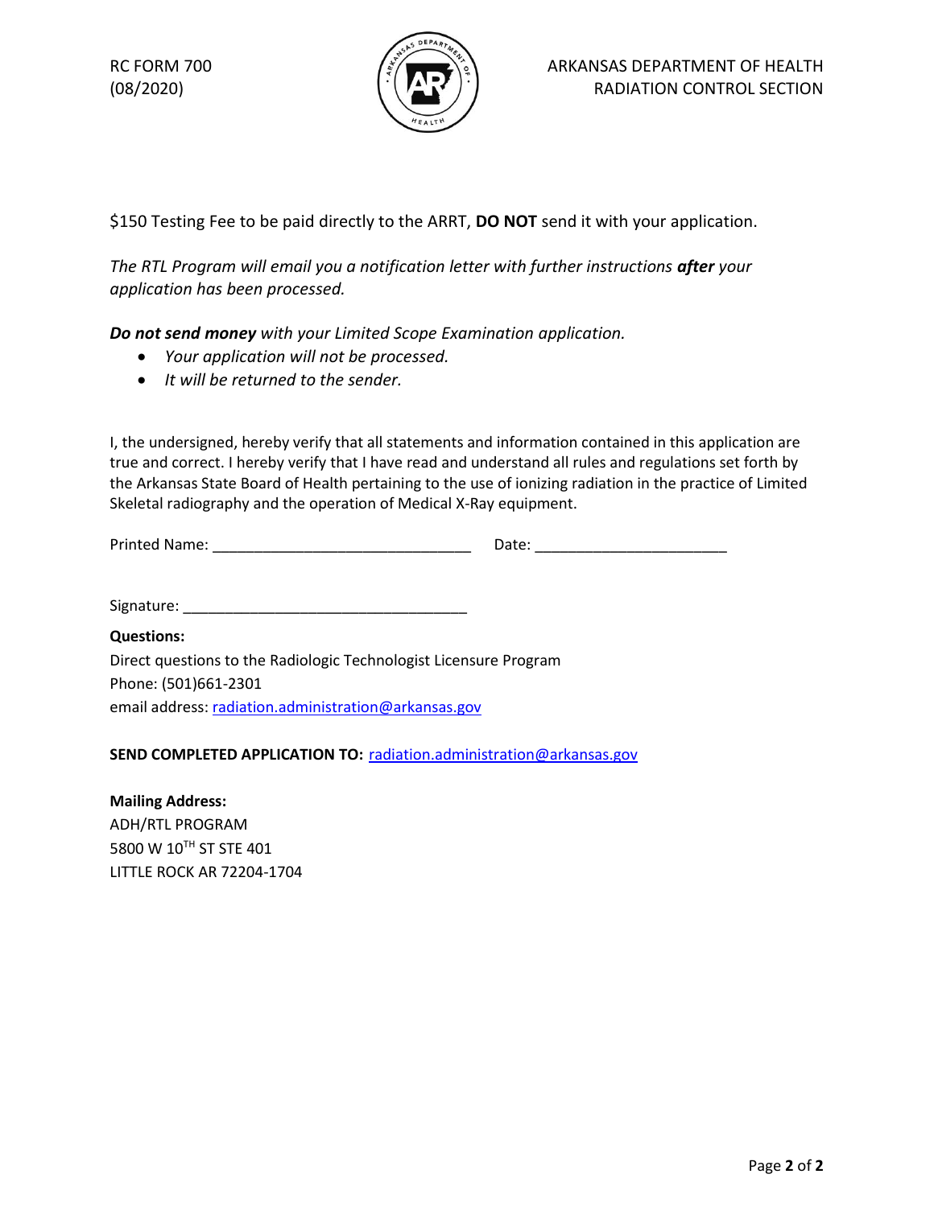$150 Testing Fee to be paid directly to the ARRT, **DO NOT** send it with your application.

*The RTL Program will email you a notification letter with further instructions **after** your application has been processed.*

***Do not send money** with your Limited Scope Examination application.*

- *Your application will not be processed.*
- *It will be returned to the sender.*

I, the undersigned, hereby verify that all statements and information contained in this application are true and correct. I hereby verify that I have read and understand all rules and regulations set forth by the Arkansas State Board of Health pertaining to the use of ionizing radiation in the practice of Limited Skeletal radiography and the operation of Medical X-Ray equipment.

Printed Name: ______________________________ Date: ______________________

Signature: ________________________________

**Questions:**

Direct questions to the Radiologic Technologist Licensure Program
Phone: (501)661-2301
email address: radiation.administration@arkansas.gov

**SEND COMPLETED APPLICATION TO:** radiation.administration@arkansas.gov

**Mailing Address:**
ADH/RTL PROGRAM
5800 W 10TH ST STE 401
LITTLE ROCK AR 72204-1704